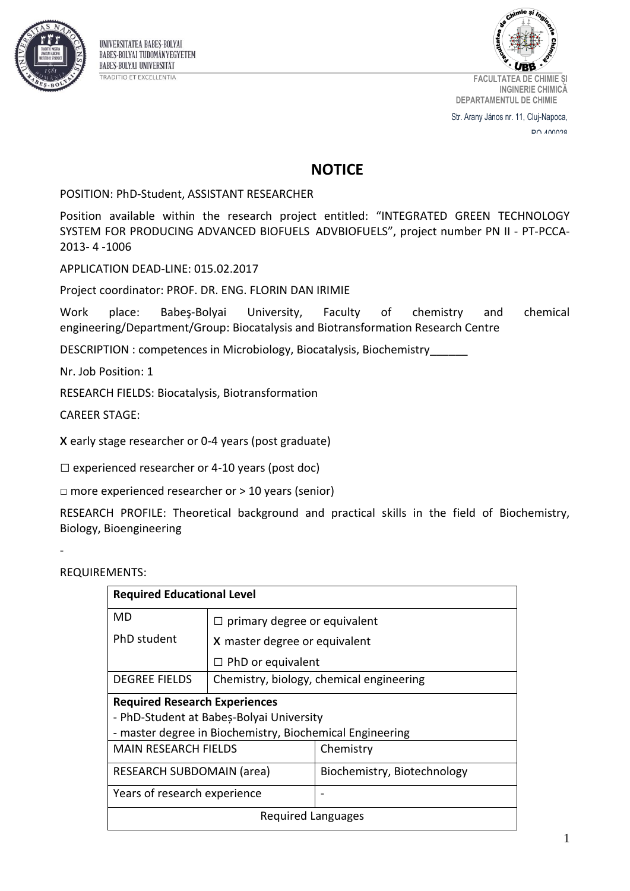UNIVERSITATEA BABEŞ-BOLYAI
BABEŞ-BOLYAI TUDOMÁNYEGYETEM
BABEŞ-BOLYAI UNIVERSITÄT
TRADITIO ET EXCELLENTIA

FACULTATEA DE CHIMIE ȘI INGINERIE CHIMICĂ
DEPARTAMENTUL DE CHIMIE
Str. Arany János nr. 11, Cluj-Napoca, RO 400028

# NOTICE

POSITION: PhD-Student, ASSISTANT RESEARCHER

Position available within the research project entitled: "INTEGRATED GREEN TECHNOLOGY SYSTEM FOR PRODUCING ADVANCED BIOFUELS ADVBIOFUELS", project number PN II - PT-PCCA-2013- 4 -1006

APPLICATION DEAD-LINE: 015.02.2017

Project coordinator: PROF. DR. ENG. FLORIN DAN IRIMIE

Work place: Babeş-Bolyai University, Faculty of chemistry and chemical engineering/Department/Group: Biocatalysis and Biotransformation Research Centre

DESCRIPTION : competences in Microbiology, Biocatalysis, Biochemistry______

Nr. Job Position: 1

RESEARCH FIELDS: Biocatalysis, Biotransformation

CAREER STAGE:

X early stage researcher or 0-4 years (post graduate)

☐ experienced researcher or 4-10 years (post doc)

□ more experienced researcher or > 10 years (senior)

RESEARCH PROFILE: Theoretical background and practical skills in the field of Biochemistry, Biology, Bioengineering

-

REQUIREMENTS:

| **Required Educational Level** | |
|---|---|
| MD<br>PhD student | ☐ primary degree or equivalent<br>X master degree or equivalent<br>☐ PhD or equivalent |
| DEGREE FIELDS | Chemistry, biology, chemical engineering |
| **Required Research Experiences**<br>- PhD-Student at Babeș-Bolyai University<br>- master degree in Biochemistry, Biochemical Engineering | |
| MAIN RESEARCH FIELDS | Chemistry |
| RESEARCH SUBDOMAIN (area) | Biochemistry, Biotechnology |
| Years of research experience | - |
| Required Languages | |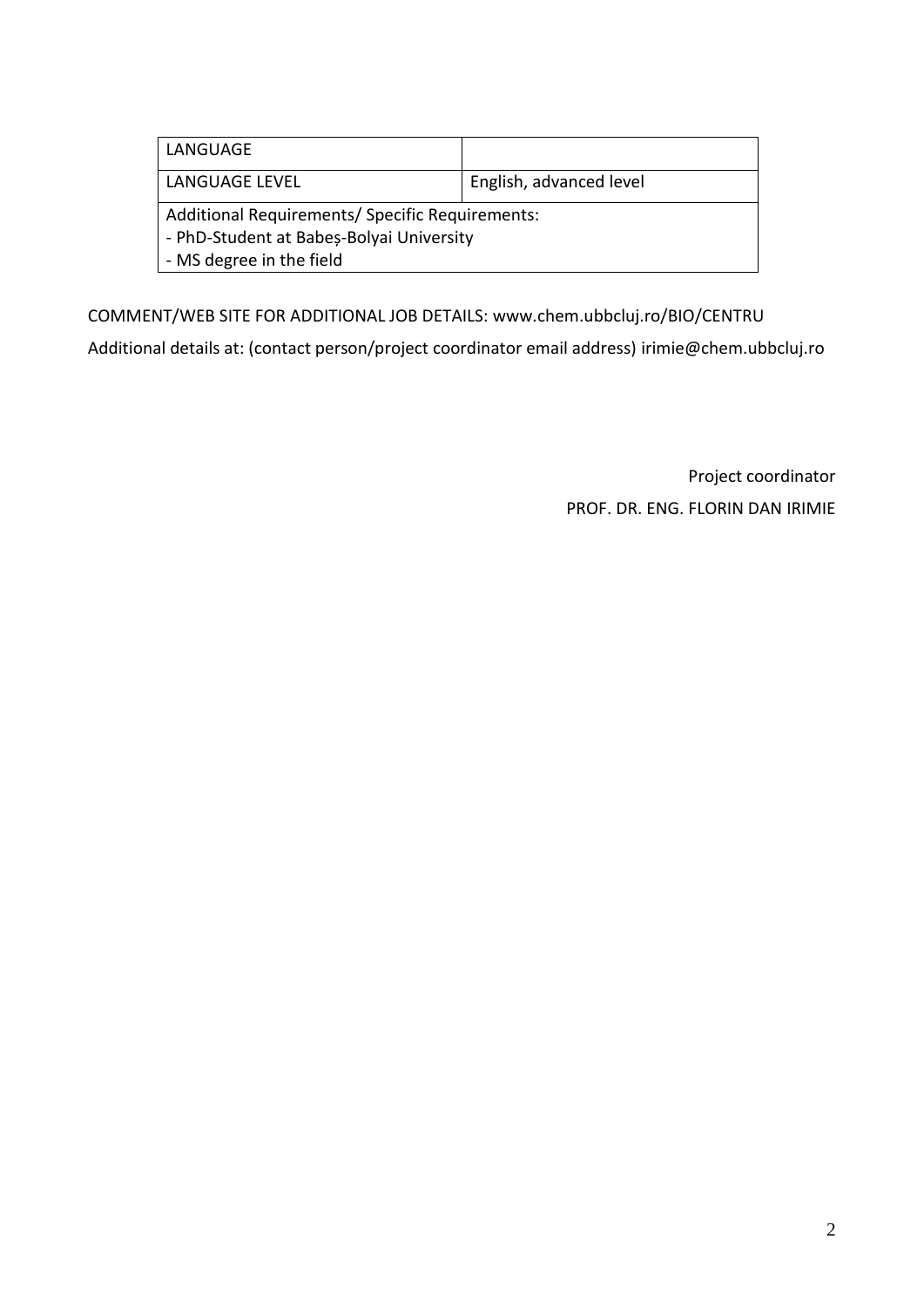| | |
|---|---|
| LANGUAGE | |
| LANGUAGE LEVEL | English, advanced level |
| Additional Requirements/ Specific Requirements:<br>- PhD-Student at Babeș-Bolyai University<br>- MS degree in the field | |

COMMENT/WEB SITE FOR ADDITIONAL JOB DETAILS: www.chem.ubbcluj.ro/BIO/CENTRU

Additional details at: (contact person/project coordinator email address) irimie@chem.ubbcluj.ro

Project coordinator

PROF. DR. ENG. FLORIN DAN IRIMIE